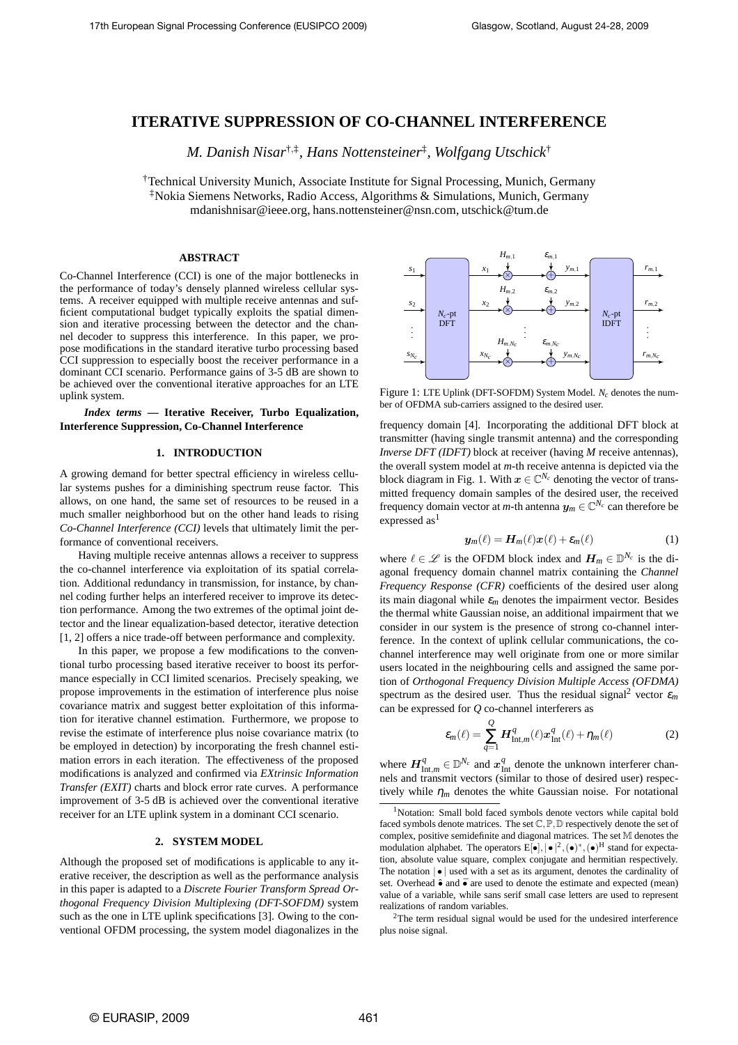# ITERATIVE SUPPRESSION OF CO-CHANNEL INTERFERENCE

*M. Danish Nisar*[†,‡], *Hans Nottensteiner*[‡], *Wolfgang Utschick*[†]

[†]Technical University Munich, Associate Institute for Signal Processing, Munich, Germany
[‡]Nokia Siemens Networks, Radio Access, Algorithms & Simulations, Munich, Germany
mdanishnisar@ieee.org, hans.nottensteiner@nsn.com, utschick@tum.de

### ABSTRACT

Co-Channel Interference (CCI) is one of the major bottlenecks in the performance of today's densely planned wireless cellular systems. A receiver equipped with multiple receive antennas and sufficient computational budget typically exploits the spatial dimension and iterative processing between the detector and the channel decoder to suppress this interference. In this paper, we propose modifications in the standard iterative turbo processing based CCI suppression to especially boost the receiver performance in a dominant CCI scenario. Performance gains of 3-5 dB are shown to be achieved over the conventional iterative approaches for an LTE uplink system.

***Index terms*** **— Iterative Receiver, Turbo Equalization, Interference Suppression, Co-Channel Interference**

## 1. INTRODUCTION

A growing demand for better spectral efficiency in wireless cellular systems pushes for a diminishing spectrum reuse factor. This allows, on one hand, the same set of resources to be reused in a much smaller neighborhood but on the other hand leads to rising *Co-Channel Interference (CCI)* levels that ultimately limit the performance of conventional receivers.

Having multiple receive antennas allows a receiver to suppress the co-channel interference via exploitation of its spatial correlation. Additional redundancy in transmission, for instance, by channel coding further helps an interfered receiver to improve its detection performance. Among the two extremes of the optimal joint detector and the linear equalization-based detector, iterative detection [1, 2] offers a nice trade-off between performance and complexity.

In this paper, we propose a few modifications to the conventional turbo processing based iterative receiver to boost its performance especially in CCI limited scenarios. Precisely speaking, we propose improvements in the estimation of interference plus noise covariance matrix and suggest better exploitation of this information for iterative channel estimation. Further, we propose to revise the estimate of interference plus noise covariance matrix (to be employed in detection) by incorporating the fresh channel estimation errors in each iteration. The effectiveness of the proposed modifications is analyzed and confirmed via *EXtrinsic Information Transfer (EXIT)* charts and block error rate curves. A performance improvement of 3-5 dB is achieved over the conventional iterative receiver for an LTE uplink system in a dominant CCI scenario.

## 2. SYSTEM MODEL

Although the proposed set of modifications is applicable to any iterative receiver, the description as well as the performance analysis in this paper is adapted to a *Discrete Fourier Transform Spread Orthogonal Frequency Division Multiplexing (DFT-SOFDM)* system such as the one in LTE uplink specifications [3]. Owing to the conventional OFDM processing, the system model diagonalizes in the frequency domain [4]. Incorporating the additional DFT block at transmitter (having single transmit antenna) and the corresponding *Inverse DFT (IDFT)* block at receiver (having $M$ receive antennas), the overall system model at $m$-th receive antenna is depicted via the block diagram in Fig. 1. With $\boldsymbol{x} \in \mathbb{C}^{N_c}$ denoting the vector of transmitted frequency domain samples of the desired user, the received frequency domain vector at $m$-th antenna $\boldsymbol{y}_m \in \mathbb{C}^{N_c}$ can therefore be expressed as[1]

$$\boldsymbol{y}_m(\ell) = \boldsymbol{H}_m(\ell)\boldsymbol{x}(\ell) + \boldsymbol{\varepsilon}_m(\ell) \tag{1}$$

Figure 1: LTE Uplink (DFT-SOFDM) System Model. $N_c$ denotes the number of OFDMA sub-carriers assigned to the desired user.

where $\ell \in \mathscr{L}$ is the OFDM block index and $\boldsymbol{H}_m \in \mathbb{D}^{N_c}$ is the diagonal frequency domain channel matrix containing the *Channel Frequency Response (CFR)* coefficients of the desired user along its main diagonal while $\boldsymbol{\varepsilon}_m$ denotes the impairment vector. Besides the thermal white Gaussian noise, an additional impairment that we consider in our system is the presence of strong co-channel interference. In the context of uplink cellular communications, the co-channel interference may well originate from one or more similar users located in the neighbouring cells and assigned the same portion of *Orthogonal Frequency Division Multiple Access (OFDMA)* spectrum as the desired user. Thus the residual signal[2] vector $\boldsymbol{\varepsilon}_m$ can be expressed for $Q$ co-channel interferers as

$$\boldsymbol{\varepsilon}_m(\ell) = \sum_{q=1}^{Q} \boldsymbol{H}^q_{\mathrm{Int},m}(\ell)\boldsymbol{x}^q_{\mathrm{Int}}(\ell) + \boldsymbol{\eta}_m(\ell) \tag{2}$$

where $\boldsymbol{H}^q_{\mathrm{Int},m} \in \mathbb{D}^{N_c}$ and $\boldsymbol{x}^q_{\mathrm{Int}}$ denote the unknown interferer channels and transmit vectors (similar to those of desired user) respectively while $\boldsymbol{\eta}_m$ denotes the white Gaussian noise. For notational

---

[1]Notation: Small bold faced symbols denote vectors while capital bold faced symbols denote matrices. The set $\mathbb{C},\mathbb{P},\mathbb{D}$ respectively denote the set of complex, positive semidefinite and diagonal matrices. The set $\mathbb{M}$ denotes the modulation alphabet. The operators $\mathrm{E}[\bullet], |\bullet|^2, (\bullet)^*, (\bullet)^{\mathrm{H}}$ stand for expectation, absolute value square, complex conjugate and hermitian respectively. The notation $|\bullet|$ used with a set as its argument, denotes the cardinality of set. Overhead $\hat{\bullet}$ and $\bar{\bullet}$ are used to denote the estimate and expected (mean) value of a variable, while sans serif small case letters are used to represent realizations of random variables.

[2]The term residual signal would be used for the undesired interference plus noise signal.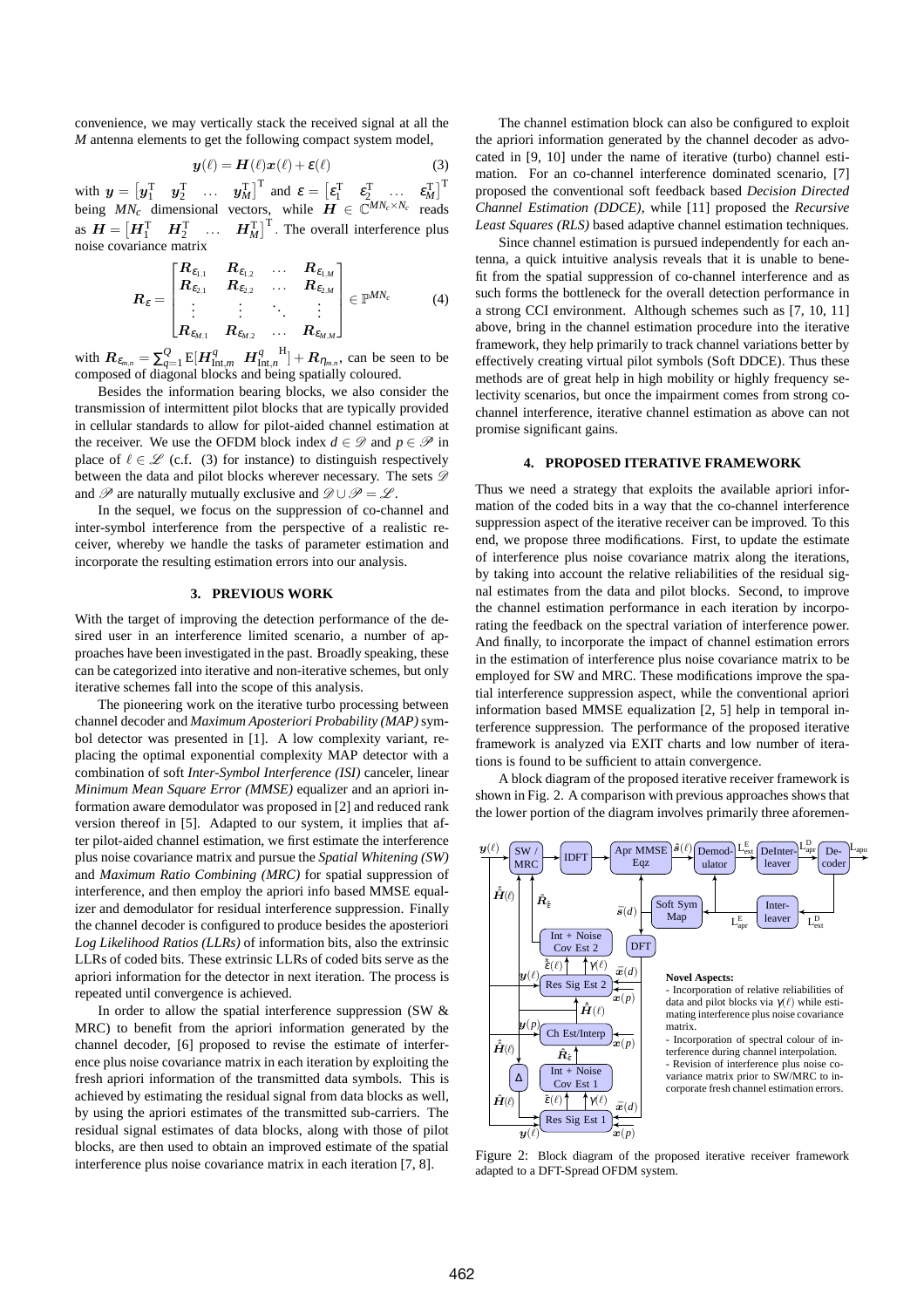convenience, we may vertically stack the received signal at all the $M$ antenna elements to get the following compact system model,

$$\boldsymbol{y}(\ell) = \boldsymbol{H}(\ell)\boldsymbol{x}(\ell) + \boldsymbol{\varepsilon}(\ell) \tag{3}$$

with $\boldsymbol{y} = \begin{bmatrix} \boldsymbol{y}_1^{\mathrm{T}} & \boldsymbol{y}_2^{\mathrm{T}} & \dots & \boldsymbol{y}_M^{\mathrm{T}} \end{bmatrix}^{\mathrm{T}}$ and $\boldsymbol{\varepsilon} = \begin{bmatrix} \boldsymbol{\varepsilon}_1^{\mathrm{T}} & \boldsymbol{\varepsilon}_2^{\mathrm{T}} & \dots & \boldsymbol{\varepsilon}_M^{\mathrm{T}} \end{bmatrix}^{\mathrm{T}}$ being $MN_c$ dimensional vectors, while $\boldsymbol{H} \in \mathbb{C}^{MN_c \times N_c}$ reads as $\boldsymbol{H} = \begin{bmatrix} \boldsymbol{H}_1^{\mathrm{T}} & \boldsymbol{H}_2^{\mathrm{T}} & \dots & \boldsymbol{H}_M^{\mathrm{T}} \end{bmatrix}^{\mathrm{T}}$. The overall interference plus noise covariance matrix

$$\boldsymbol{R}_{\varepsilon} = \begin{bmatrix} \boldsymbol{R}_{\varepsilon_{1,1}} & \boldsymbol{R}_{\varepsilon_{1,2}} & \dots & \boldsymbol{R}_{\varepsilon_{1,M}} \\ \boldsymbol{R}_{\varepsilon_{2,1}} & \boldsymbol{R}_{\varepsilon_{2,2}} & \dots & \boldsymbol{R}_{\varepsilon_{2,M}} \\ \vdots & \vdots & \ddots & \vdots \\ \boldsymbol{R}_{\varepsilon_{M,1}} & \boldsymbol{R}_{\varepsilon_{M,2}} & \dots & \boldsymbol{R}_{\varepsilon_{M,M}} \end{bmatrix} \in \mathbb{P}^{MN_c} \tag{4}$$

with $\boldsymbol{R}_{\varepsilon_{m,n}} = \sum_{q=1}^{Q} \mathrm{E}[\boldsymbol{H}_{\mathrm{Int},m}^{q} \; \boldsymbol{H}_{\mathrm{Int},n}^{q}{}^{\mathrm{H}}] + \boldsymbol{R}_{\eta_{m,n}}$, can be seen to be composed of diagonal blocks and being spatially coloured.

Besides the information bearing blocks, we also consider the transmission of intermittent pilot blocks that are typically provided in cellular standards to allow for pilot-aided channel estimation at the receiver. We use the OFDM block index $d \in \mathscr{D}$ and $p \in \mathscr{P}$ in place of $\ell \in \mathscr{L}$ (c.f. (3) for instance) to distinguish respectively between the data and pilot blocks wherever necessary. The sets $\mathscr{D}$ and $\mathscr{P}$ are naturally mutually exclusive and $\mathscr{D} \cup \mathscr{P} = \mathscr{L}$.

In the sequel, we focus on the suppression of co-channel and inter-symbol interference from the perspective of a realistic receiver, whereby we handle the tasks of parameter estimation and incorporate the resulting estimation errors into our analysis.

## 3. PREVIOUS WORK

With the target of improving the detection performance of the desired user in an interference limited scenario, a number of approaches have been investigated in the past. Broadly speaking, these can be categorized into iterative and non-iterative schemes, but only iterative schemes fall into the scope of this analysis.

The pioneering work on the iterative turbo processing between channel decoder and *Maximum Aposteriori Probability (MAP)* symbol detector was presented in [1]. A low complexity variant, replacing the optimal exponential complexity MAP detector with a combination of soft *Inter-Symbol Interference (ISI)* canceler, linear *Minimum Mean Square Error (MMSE)* equalizer and an apriori information aware demodulator was proposed in [2] and reduced rank version thereof in [5]. Adapted to our system, it implies that after pilot-aided channel estimation, we first estimate the interference plus noise covariance matrix and pursue the *Spatial Whitening (SW)* and *Maximum Ratio Combining (MRC)* for spatial suppression of interference, and then employ the apriori info based MMSE equalizer and demodulator for residual interference suppression. Finally the channel decoder is configured to produce besides the aposteriori *Log Likelihood Ratios (LLRs)* of information bits, also the extrinsic LLRs of coded bits. These extrinsic LLRs of coded bits serve as the apriori information for the detector in next iteration. The process is repeated until convergence is achieved.

In order to allow the spatial interference suppression (SW & MRC) to benefit from the apriori information generated by the channel decoder, [6] proposed to revise the estimate of interference plus noise covariance matrix in each iteration by exploiting the fresh apriori information of the transmitted data symbols. This is achieved by estimating the residual signal from data blocks as well, by using the apriori estimates of the transmitted sub-carriers. The residual signal estimates of data blocks, along with those of pilot blocks, are then used to obtain an improved estimate of the spatial interference plus noise covariance matrix in each iteration [7, 8].

The channel estimation block can also be configured to exploit the apriori information generated by the channel decoder as advocated in [9, 10] under the name of iterative (turbo) channel estimation. For an co-channel interference dominated scenario, [7] proposed the conventional soft feedback based *Decision Directed Channel Estimation (DDCE)*, while [11] proposed the *Recursive Least Squares (RLS)* based adaptive channel estimation techniques.

Since channel estimation is pursued independently for each antenna, a quick intuitive analysis reveals that it is unable to benefit from the spatial suppression of co-channel interference and as such forms the bottleneck for the overall detection performance in a strong CCI environment. Although schemes such as [7, 10, 11] above, bring in the channel estimation procedure into the iterative framework, they help primarily to track channel variations better by effectively creating virtual pilot symbols (Soft DDCE). Thus these methods are of great help in high mobility or highly frequency selectivity scenarios, but once the impairment comes from strong co-channel interference, iterative channel estimation as above can not promise significant gains.

## 4. PROPOSED ITERATIVE FRAMEWORK

Thus we need a strategy that exploits the available apriori information of the coded bits in a way that the co-channel interference suppression aspect of the iterative receiver can be improved. To this end, we propose three modifications. First, to update the estimate of interference plus noise covariance matrix along the iterations, by taking into account the relative reliabilities of the residual signal estimates from the data and pilot blocks. Second, to improve the channel estimation performance in each iteration by incorporating the feedback on the spectral variation of interference power. And finally, to incorporate the impact of channel estimation errors in the estimation of interference plus noise covariance matrix to be employed for SW and MRC. These modifications improve the spatial interference suppression aspect, while the conventional apriori information based MMSE equalization [2, 5] help in temporal interference suppression. The performance of the proposed iterative framework is analyzed via EXIT charts and low number of iterations is found to be sufficient to attain convergence.

A block diagram of the proposed iterative receiver framework is shown in Fig. 2. A comparison with previous approaches shows that the lower portion of the diagram involves primarily three aforemen-

**Novel Aspects:**
- Incorporation of relative reliabilities of data and pilot blocks via $\gamma(\ell)$ while estimating interference plus noise covariance matrix.
- Incorporation of spectral colour of interference during channel interpolation.
- Revision of interference plus noise covariance matrix prior to SW/MRC to incorporate fresh channel estimation errors.

Figure 2: Block diagram of the proposed iterative receiver framework adapted to a DFT-Spread OFDM system.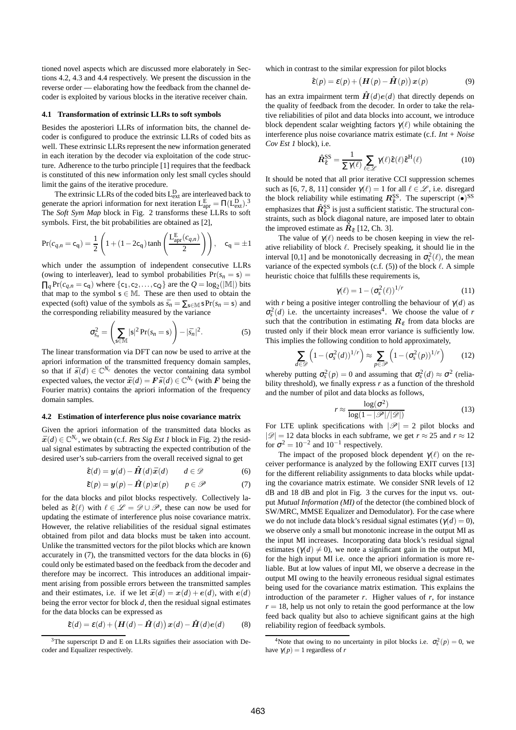tioned novel aspects which are discussed more elaborately in Sections 4.2, 4.3 and 4.4 respectively. We present the discussion in the reverse order — elaborating how the feedback from the channel decoder is exploited by various blocks in the iterative receiver chain.

### 4.1 Transformation of extrinsic LLRs to soft symbols

Besides the aposteriori LLRs of information bits, the channel decoder is configured to produce the extrinsic LLRs of coded bits as well. These extrinsic LLRs represent the new information generated in each iteration by the decoder via exploitation of the code structure. Adherence to the turbo principle [1] requires that the feedback is constituted of this new information only lest small cycles should limit the gains of the iterative procedure.

The extrinsic LLRs of the coded bits $\mathrm{L}_{\text{ext}}^{\mathrm{D}}$ are interleaved back to generate the apriori information for next iteration $\mathrm{L}_{\text{apr}}^{\mathrm{E}} = \Pi(\mathrm{L}_{\text{ext}}^{\mathrm{D}})$.[3] The *Soft Sym Map* block in Fig. 2 transforms these LLRs to soft symbols. First, the bit probabilities are obtained as [2],

$$\Pr(c_{q,n} = \mathsf{c_q}) = \frac{1}{2}\left(1 + (1 - 2\mathsf{c_q})\tanh\left(\frac{\mathrm{L}_{\text{apr}}^{\mathrm{E}}(c_{q,n})}{2}\right)\right), \quad \mathsf{c_q} = \pm 1$$

which under the assumption of independent consecutive LLRs (owing to interleaver), lead to symbol probabilities $\Pr(s_n = \mathsf{s}) = \prod_q \Pr(c_{q,n} = \mathsf{c_q})$ where $\{\mathsf{c}_1, \mathsf{c}_2, \ldots, \mathsf{c}_Q\}$ are the $Q = \log_2(|\mathbb{M}|)$ bits that map to the symbol $\mathsf{s} \in \mathbb{M}$. These are then used to obtain the expected (soft) value of the symbols as $\bar{s}_n = \sum_{\mathsf{s}\in\mathbb{M}} \mathsf{s}\Pr(s_n = \mathsf{s})$ and the corresponding reliability measured by the variance

$$\sigma_{s_n}^2 = \left(\sum_{\mathsf{s}\in\mathbb{M}} |\mathsf{s}|^2 \Pr(s_n = \mathsf{s})\right) - |\bar{s}_n|^2. \tag{5}$$

The linear transformation via DFT can now be used to arrive at the apriori information of the transmitted frequency domain samples, so that if $\bar{\boldsymbol{s}}(d) \in \mathbb{C}^{N_c}$ denotes the vector containing data symbol expected values, the vector $\bar{\boldsymbol{x}}(d) = \boldsymbol{F}\bar{\boldsymbol{s}}(d) \in \mathbb{C}^{N_c}$ (with $\boldsymbol{F}$ being the Fourier matrix) contains the apriori information of the frequency domain samples.

### 4.2 Estimation of interference plus noise covariance matrix

Given the apriori information of the transmitted data blocks as $\bar{\boldsymbol{x}}(d) \in \mathbb{C}^{N_c}$, we obtain (c.f. *Res Sig Est 1* block in Fig. 2) the residual signal estimates by subtracting the expected contribution of the desired user's sub-carriers from the overall received signal to get

$$\hat{\varepsilon}(d) = \boldsymbol{y}(d) - \hat{\boldsymbol{H}}(d)\bar{\boldsymbol{x}}(d) \qquad d \in \mathscr{D} \tag{6}$$

$$\hat{\varepsilon}(p) = \boldsymbol{y}(p) - \hat{\boldsymbol{H}}(p)\boldsymbol{x}(p) \qquad p \in \mathscr{P} \tag{7}$$

for the data blocks and pilot blocks respectively. Collectively labeled as $\hat{\varepsilon}(\ell)$ with $\ell \in \mathscr{L} = \mathscr{D} \cup \mathscr{P}$, these can now be used for updating the estimate of interference plus noise covariance matrix. However, the relative reliabilities of the residual signal estimates obtained from pilot and data blocks must be taken into account. Unlike the transmitted vectors for the pilot blocks which are known accurately in (7), the transmitted vectors for the data blocks in (6) could only be estimated based on the feedback from the decoder and therefore may be incorrect. This introduces an additional impairment arising from possible errors between the transmitted samples and their estimates, i.e. if we let $\bar{\boldsymbol{x}}(d) = \boldsymbol{x}(d) + \boldsymbol{e}(d)$, with $\boldsymbol{e}(d)$ being the error vector for block $d$, then the residual signal estimates for the data blocks can be expressed as

$$\hat{\varepsilon}(d) = \varepsilon(d) + \left(\boldsymbol{H}(d) - \hat{\boldsymbol{H}}(d)\right)\boldsymbol{x}(d) - \hat{\boldsymbol{H}}(d)\boldsymbol{e}(d) \tag{8}$$

which in contrast to the similar expression for pilot blocks

$$\hat{\varepsilon}(p) = \varepsilon(p) + \left(\boldsymbol{H}(p) - \hat{\boldsymbol{H}}(p)\right)\boldsymbol{x}(p) \tag{9}$$

has an extra impairment term $\hat{\boldsymbol{H}}(d)\boldsymbol{e}(d)$ that directly depends on the quality of feedback from the decoder. In order to take the relative reliabilities of pilot and data blocks into account, we introduce block dependent scalar weighting factors $\gamma(\ell)$ while obtaining the interference plus noise covariance matrix estimate (c.f. *Int + Noise Cov Est 1* block), i.e.

$$\hat{\boldsymbol{R}}_{\hat{\varepsilon}}^{\text{SS}} = \frac{1}{\sum \gamma(\ell)} \sum_{\ell\in\mathscr{L}} \gamma(\ell)\hat{\varepsilon}(\ell)\hat{\varepsilon}^{\mathrm{H}}(\ell) \tag{10}$$

It should be noted that all prior iterative CCI suppression schemes such as [6, 7, 8, 11] consider $\gamma(\ell) = 1$ for all $\ell \in \mathscr{L}$, i.e. disregard the block reliability while estimating $\boldsymbol{R}_{\hat{\varepsilon}}^{\text{SS}}$. The superscript $(\bullet)^{\text{SS}}$ emphasizes that $\hat{\boldsymbol{R}}_{\hat{\varepsilon}}^{\text{SS}}$ is just a sufficient statistic. The structural constraints, such as block diagonal nature, are imposed later to obtain the improved estimate as $\hat{\boldsymbol{R}}_{\hat{\varepsilon}}$ [12, Ch. 3].

The value of $\gamma(\ell)$ needs to be chosen keeping in view the relative reliability of block $\ell$. Precisely speaking, it should lie in the interval [0,1] and be monotonically decreasing in $\sigma_s^2(\ell)$, the mean variance of the expected symbols (c.f. (5)) of the block $\ell$. A simple heuristic choice that fulfills these requirements is,

$$\gamma(\ell) = 1 - (\sigma_s^2(\ell))^{1/r} \tag{11}$$

with $r$ being a positive integer controlling the behaviour of $\gamma(d)$ as $\sigma_s^2(d)$ i.e. the uncertainty increases[4]. We choose the value of $r$ such that the contribution in estimating $\boldsymbol{R}_{\varepsilon}$ from data blocks are trusted only if their block mean error variance is sufficiently low. This implies the following condition to hold approximately,

$$\sum_{d\in\mathscr{D}} \left(1 - (\sigma_s^2(d))^{1/r}\right) \approx \sum_{p\in\mathscr{P}} \left(1 - (\sigma_s^2(p))^{1/r}\right) \tag{12}$$

whereby putting $\sigma_s^2(p) = 0$ and assuming that $\sigma_s^2(d) \approx \sigma^2$ (reliability threshold), we finally express $r$ as a function of the threshold and the number of pilot and data blocks as follows,

$$r \approx \frac{\log(\sigma^2)}{\log(1 - |\mathscr{P}|/|\mathscr{D}|)} \tag{13}$$

For LTE uplink specifications with $|\mathscr{P}| = 2$ pilot blocks and $|\mathscr{D}| = 12$ data blocks in each subframe, we get $r \approx 25$ and $r \approx 12$ for $\sigma^2 = 10^{-2}$ and $10^{-1}$ respectively.

The impact of the proposed block dependent $\gamma(\ell)$ on the receiver performance is analyzed by the following EXIT curves [13] for the different reliability assignments to data blocks while updating the covariance matrix estimate. We consider SNR levels of 12 dB and 18 dB and plot in Fig. 3 the curves for the input vs. output *Mutual Information (MI)* of the detector (the combined block of SW/MRC, MMSE Equalizer and Demodulator). For the case where we do not include data block's residual signal estimates ($\gamma(d) = 0$), we observe only a small but monotonic increase in the output MI as the input MI increases. Incorporating data block's residual signal estimates ($\gamma(d) \neq 0$), we note a significant gain in the output MI, for the high input MI i.e. once the apriori information is more reliable. But at low values of input MI, we observe a decrease in the output MI owing to the heavily erroneous residual signal estimates being used for the covariance matrix estimation. This explains the introduction of the parameter $r$. Higher values of $r$, for instance $r = 18$, help us not only to retain the good performance at the low feed back quality but also to achieve significant gains at the high reliability region of feedback symbols.

---

[3] The superscript D and E on LLRs signifies their association with Decoder and Equalizer respectively.

[4] Note that owing to no uncertainty in pilot blocks i.e. $\sigma_s^2(p) = 0$, we have $\gamma(p) = 1$ regardless of $r$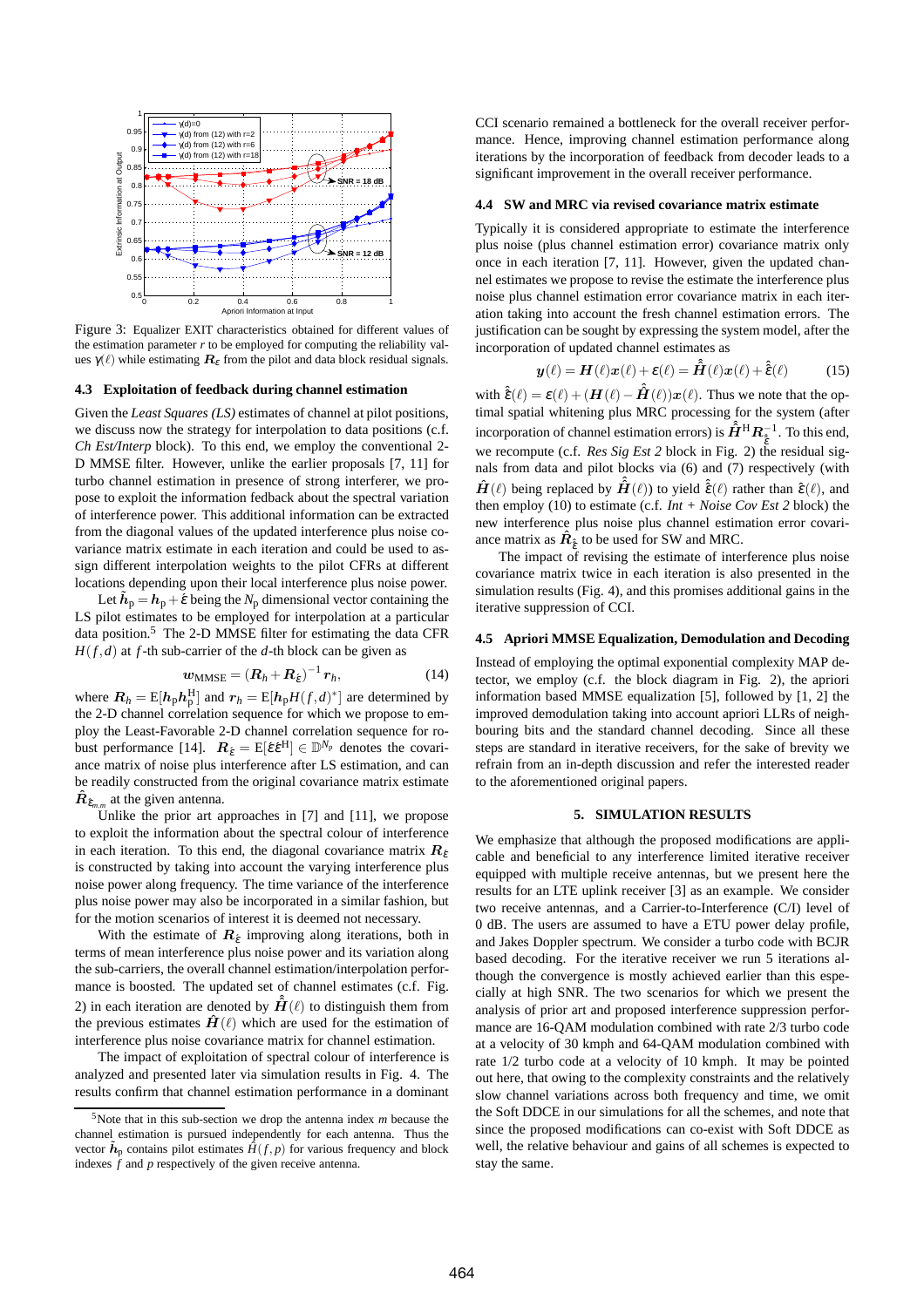Figure 3: Equalizer EXIT characteristics obtained for different values of the estimation parameter $r$ to be employed for computing the pilot residual values $\gamma(\ell)$ while estimating $\boldsymbol{R}_{\hat{\varepsilon}}$ from the pilot and data block residual signals.

### 4.3 Exploitation of feedback during channel estimation

Given the *Least Squares (LS)* estimates of channel at pilot positions, we discuss now the strategy for interpolation to data positions (c.f. *Ch Est/Interp* block). To this end, we employ the conventional 2-D MMSE filter. However, unlike the earlier proposals [7, 11] for turbo channel estimation in presence of strong interferer, we propose to exploit the information feedback about the spectral variation of interference power. This additional information can be extracted from the diagonal values of the updated interference plus noise covariance matrix estimate in each iteration and could be used to assign different interpolation weights to the pilot CFRs at different locations depending upon their local interference plus noise power.

Let $\tilde{\boldsymbol{h}}_\text{p} = \boldsymbol{h}_\text{p} + \hat{\varepsilon}$ being the $N_\text{p}$ dimensional vector containing the LS pilot estimates to be employed for interpolation at a particular data position.[5] The 2-D MMSE filter for estimating the data CFR $H(f,d)$ at $f$-th sub-carrier of the $d$-th block can be given as

$$\boldsymbol{w}_\text{MMSE} = \left(\boldsymbol{R}_h + \boldsymbol{R}_{\hat{\varepsilon}}\right)^{-1} \boldsymbol{r}_h, \tag{14}$$

where $\boldsymbol{R}_h = \mathrm{E}[\boldsymbol{h}_\text{p}\boldsymbol{h}_\text{p}^\text{H}]$ and $\boldsymbol{r}_h = \mathrm{E}[\boldsymbol{h}_\text{p} H(f,d)^*]$ are determined by the 2-D channel correlation sequence for which we propose to employ the Least-Favorable 2-D channel correlation sequence for robust performance [14]. $\boldsymbol{R}_{\hat{\varepsilon}} = \mathrm{E}[\hat{\varepsilon}\hat{\varepsilon}^\text{H}] \in \mathbb{D}^{N_\text{p}}$ denotes the covariance matrix of noise plus interference after LS estimation, and can be readily constructed from the original covariance matrix estimate $\hat{\boldsymbol{R}}_{\hat{\varepsilon}_{m,m}}$ at the given antenna.

Unlike the prior art approaches in [7] and [11], we propose to exploit the information about the spectral colour of interference in each iteration. To this end, the diagonal covariance matrix $\boldsymbol{R}_{\hat{\varepsilon}}$ is constructed by taking into account the varying interference plus noise power along frequency. The time variance of the interference plus noise power may also be incorporated in a similar fashion, but for the motion scenarios of interest it is deemed not necessary.

With the estimate of $\boldsymbol{R}_{\hat{\varepsilon}}$ improving along iterations, both in terms of mean interference plus noise power and its variation along the sub-carriers, the overall channel estimation/interpolation performance is boosted. The updated set of channel estimates (c.f. Fig. 2) in each iteration are denoted by $\hat{\hat{\boldsymbol{H}}}(\ell)$ to distinguish them from the previous estimates $\hat{\boldsymbol{H}}(\ell)$ which are used for the estimation of interference plus noise covariance matrix for channel estimation.

The impact of exploitation of spectral colour of interference is analyzed and presented later via simulation results in Fig. 4. The results confirm that channel estimation performance in a dominant CCI scenario remained a bottleneck for the overall receiver performance. Hence, improving channel estimation performance along iterations by the incorporation of feedback from decoder leads to a significant improvement in the overall receiver performance.

[5] Note that in this sub-section we drop the antenna index $m$ because the channel estimation is pursued independently for each antenna. Thus the vector $\tilde{\boldsymbol{h}}_\text{p}$ contains pilot estimates $\tilde{H}(f,p)$ for various frequency and block indexes $f$ and $p$ respectively of the given receive antenna.

### 4.4 SW and MRC via revised covariance matrix estimate

Typically it is considered appropriate to estimate the interference plus noise (plus channel estimation error) covariance matrix only once in each iteration [7, 11]. However, given the updated channel estimates we propose to revise the estimate the interference plus noise plus channel estimation error covariance matrix in each iteration taking into account the fresh channel estimation errors. The justification can be sought by expressing the system model, after the incorporation of updated channel estimates as

$$\boldsymbol{y}(\ell) = \boldsymbol{H}(\ell)\boldsymbol{x}(\ell) + \varepsilon(\ell) = \hat{\hat{\boldsymbol{H}}}(\ell)\boldsymbol{x}(\ell) + \hat{\hat{\varepsilon}}(\ell) \tag{15}$$

with $\hat{\hat{\varepsilon}}(\ell) = \varepsilon(\ell) + (\boldsymbol{H}(\ell) - \hat{\hat{\boldsymbol{H}}}(\ell))\boldsymbol{x}(\ell)$. Thus we note that the optimal spatial whitening plus MRC processing for the system (after incorporation of channel estimation errors) is $\hat{\hat{\boldsymbol{H}}}^\text{H}\boldsymbol{R}_{\hat{\hat{\varepsilon}}}^{-1}$. To this end, we recompute (c.f. *Res Sig Est 2* block in Fig. 2) the residual signals from data and pilot blocks via (6) and (7) respectively (with $\hat{\boldsymbol{H}}(\ell)$ being replaced by $\hat{\hat{\boldsymbol{H}}}(\ell)$) to yield $\hat{\hat{\varepsilon}}(\ell)$ rather than $\hat{\varepsilon}(\ell)$, and then employ (10) to estimate (c.f. *Int + Noise Cov Est 2* block) the new interference plus noise plus channel estimation error covariance matrix as $\hat{\boldsymbol{R}}_{\hat{\hat{\varepsilon}}}$ to be used for SW and MRC.

The impact of revising the estimate of interference plus noise covariance matrix twice in each iteration is also presented in the simulation results (Fig. 4), and this promises additional gains in the iterative suppression of CCI.

### 4.5 Apriori MMSE Equalization, Demodulation and Decoding

Instead of employing the optimal exponential complexity MAP detector, we employ (c.f. the block diagram in Fig. 2), the apriori information based MMSE equalization [5], followed by [1, 2] the improved demodulation taking into account apriori LLRs of neighbouring bits and the standard channel decoding. Since all these steps are standard in iterative receivers, for the sake of brevity we refrain from an in-depth discussion and refer the interested reader to the aforementioned original papers.

## 5. SIMULATION RESULTS

We emphasize that although the proposed modifications are applicable and beneficial to any interference limited iterative receiver equipped with multiple receive antennas, but we present here the results for an LTE uplink receiver [3] as an example. We consider two receive antennas, and a Carrier-to-Interference (C/I) level of 0 dB. The users are assumed to have a ETU power delay profile, and Jakes Doppler spectrum. We consider a turbo code with BCJR based decoding. For the iterative receiver we run 5 iterations although the convergence is mostly achieved earlier than this especially at high SNR. The two scenarios for which we present the analysis of prior art and proposed interference suppression performance are 16-QAM modulation combined with rate 2/3 turbo code at a velocity of 30 kmph and 64-QAM modulation combined with rate 1/2 turbo code at a velocity of 10 kmph. It may be pointed out here, that owing to the complexity constraints and the relatively slow channel variations across both frequency and time, we omit the Soft DDCE in our simulations for all the schemes, and note that since the proposed modifications can co-exist with Soft DDCE as well, the relative behaviour and gains of all schemes is expected to stay the same.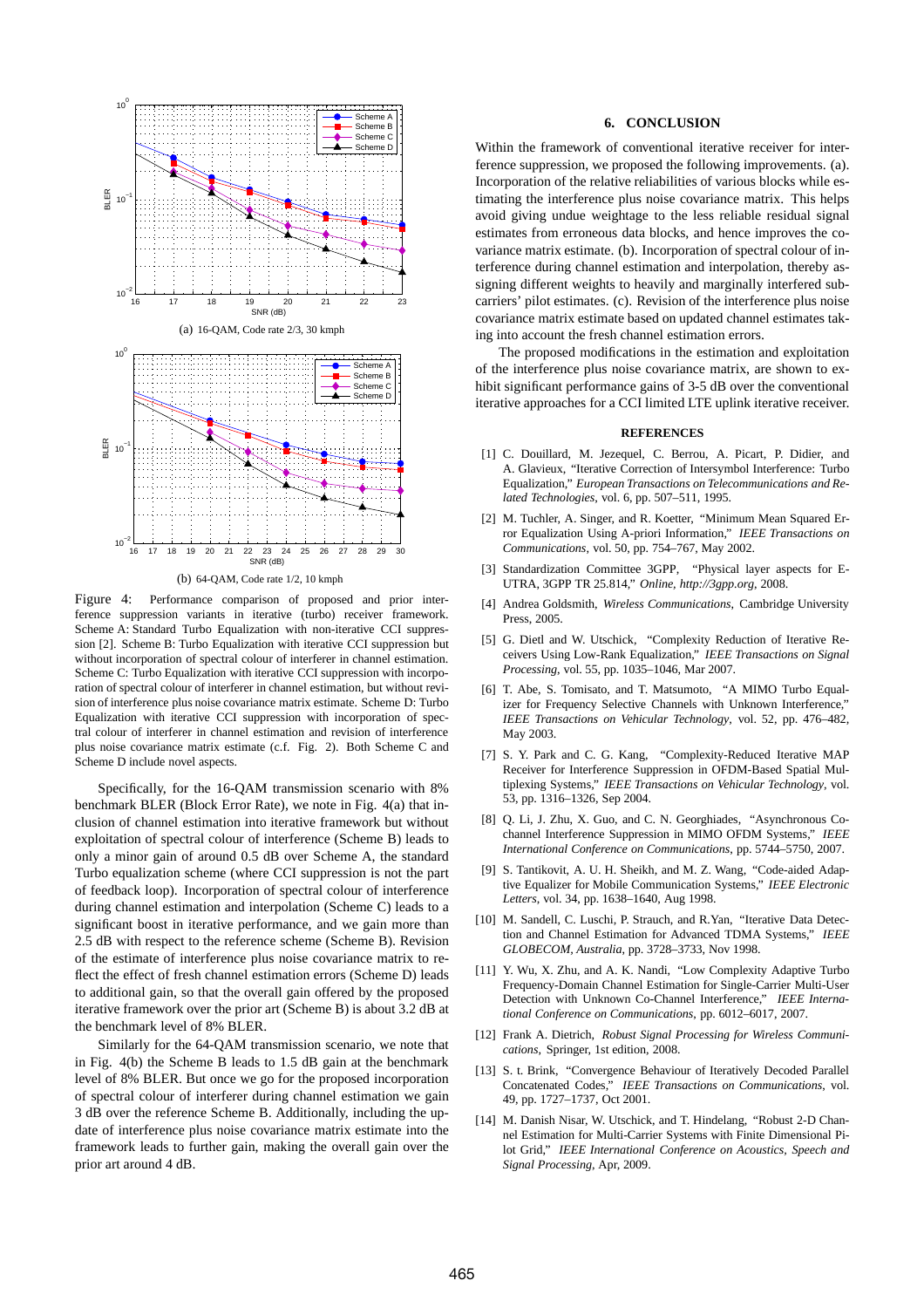BLER

$10^0$

$10^{-1}$

$10^{-2}$

16 17 18 19 20 21 22 23

SNR (dB)

Scheme A
Scheme B
Scheme C
Scheme D

(a) 16-QAM, Code rate 2/3, 30 kmph

BLER

$10^0$

$10^{-1}$

$10^{-2}$

16 17 18 19 20 21 22 23 24 25 26 27 28 29 30

SNR (dB)

Scheme A
Scheme B
Scheme C
Scheme D

(b) 64-QAM, Code rate 1/2, 10 kmph

Figure 4: Performance comparison of proposed and prior interference suppression variants in iterative (turbo) receiver framework. Scheme A: Standard Turbo Equalization with non-iterative CCI suppression [2]. Scheme B: Turbo Equalization with iterative CCI suppression but without incorporation of spectral colour of interferer in channel estimation. Scheme C: Turbo Equalization with iterative CCI suppression with incorporation of spectral colour of interferer in channel estimation, but without revision of interference plus noise covariance matrix estimate. Scheme D: Turbo Equalization with iterative CCI suppression with incorporation of spectral colour of interferer in channel estimation and revision of interference plus noise covariance matrix estimate (c.f. Fig. 2). Both Scheme C and Scheme D include novel aspects.

Specifically, for the 16-QAM transmission scenario with 8% benchmark BLER (Block Error Rate), we note in Fig. 4(a) that inclusion of channel estimation into iterative framework but without exploitation of spectral colour of interference (Scheme B) leads to only a minor gain of around 0.5 dB over Scheme A, the standard Turbo equalization scheme (where CCI suppression is not the part of feedback loop). Incorporation of spectral colour of interference during channel estimation and interpolation (Scheme C) leads to a significant boost in iterative performance, and we gain more than 2.5 dB with respect to the reference scheme (Scheme B). Revision of the estimate of interference plus noise covariance matrix to reflect the effect of fresh channel estimation errors (Scheme D) leads to additional gain, so that the overall gain offered by the proposed iterative framework over the prior art (Scheme B) is about 3.2 dB at the benchmark level of 8% BLER.

Similarly for the 64-QAM transmission scenario, we note that in Fig. 4(b) the Scheme B leads to 1.5 dB gain at the benchmark level of 8% BLER. But once we go for the proposed incorporation of spectral colour of interferer during channel estimation we gain 3 dB over the reference Scheme B. Additionally, including the update of interference plus noise covariance matrix estimate into the framework leads to further gain, making the overall gain over the prior art around 4 dB.

## 6. CONCLUSION

Within the framework of conventional iterative receiver for interference suppression, we proposed the following improvements. (a). Incorporation of the relative reliabilities of various blocks while estimating the interference plus noise covariance matrix. This helps avoid giving undue weightage to the less reliable residual signal estimates from erroneous data blocks, and hence improves the covariance matrix estimate. (b). Incorporation of spectral colour of interference during channel estimation and interpolation, thereby assigning different weights to heavily and marginally interfered subcarriers' pilot estimates. (c). Revision of the interference plus noise covariance matrix estimate based on updated channel estimates taking into account the fresh channel estimation errors.

The proposed modifications in the estimation and exploitation of the interference plus noise covariance matrix, are shown to exhibit significant performance gains of 3-5 dB over the conventional iterative approaches for a CCI limited LTE uplink iterative receiver.

## REFERENCES

[1] C. Douillard, M. Jezequel, C. Berrou, A. Picart, P. Didier, and A. Glavieux, "Iterative Correction of Intersymbol Interference: Turbo Equalization," *European Transactions on Telecommunications and Related Technologies*, vol. 6, pp. 507–511, 1995.

[2] M. Tuchler, A. Singer, and R. Koetter, "Minimum Mean Squared Error Equalization Using A-priori Information," *IEEE Transactions on Communications*, vol. 50, pp. 754–767, May 2002.

[3] Standardization Committee 3GPP, "Physical layer aspects for E-UTRA, 3GPP TR 25.814," *Online, http://3gpp.org*, 2008.

[4] Andrea Goldsmith, *Wireless Communications*, Cambridge University Press, 2005.

[5] G. Dietl and W. Utschick, "Complexity Reduction of Iterative Receivers Using Low-Rank Equalization," *IEEE Transactions on Signal Processing*, vol. 55, pp. 1035–1046, Mar 2007.

[6] T. Abe, S. Tomisato, and T. Matsumoto, "A MIMO Turbo Equalizer for Frequency Selective Channels with Unknown Interference," *IEEE Transactions on Vehicular Technology*, vol. 52, pp. 476–482, May 2003.

[7] S. Y. Park and C. G. Kang, "Complexity-Reduced Iterative MAP Receiver for Interference Suppression in OFDM-Based Spatial Multiplexing Systems," *IEEE Transactions on Vehicular Technology*, vol. 53, pp. 1316–1326, Sep 2004.

[8] Q. Li, J. Zhu, X. Guo, and C. N. Georghiades, "Asynchronous Co-channel Interference Suppression in MIMO OFDM Systems," *IEEE International Conference on Communications*, pp. 5744–5750, 2007.

[9] S. Tantikovit, A. U. H. Sheikh, and M. Z. Wang, "Code-aided Adaptive Equalizer for Mobile Communication Systems," *IEEE Electronic Letters*, vol. 34, pp. 1638–1640, Aug 1998.

[10] M. Sandell, C. Luschi, P. Strauch, and R.Yan, "Iterative Data Detection and Channel Estimation for Advanced TDMA Systems," *IEEE GLOBECOM, Australia*, pp. 3728–3733, Nov 1998.

[11] Y. Wu, X. Zhu, and A. K. Nandi, "Low Complexity Adaptive Turbo Frequency-Domain Channel Estimation for Single-Carrier Multi-User Detection with Unknown Co-Channel Interference," *IEEE International Conference on Communications*, pp. 6012–6017, 2007.

[12] Frank A. Dietrich, *Robust Signal Processing for Wireless Communications*, Springer, 1st edition, 2008.

[13] S. t. Brink, "Convergence Behaviour of Iteratively Decoded Parallel Concatenated Codes," *IEEE Transactions on Communications*, vol. 49, pp. 1727–1737, Oct 2001.

[14] M. Danish Nisar, W. Utschick, and T. Hindelang, "Robust 2-D Channel Estimation for Multi-Carrier Systems with Finite Dimensional Pilot Grid," *IEEE International Conference on Acoustics, Speech and Signal Processing*, Apr, 2009.